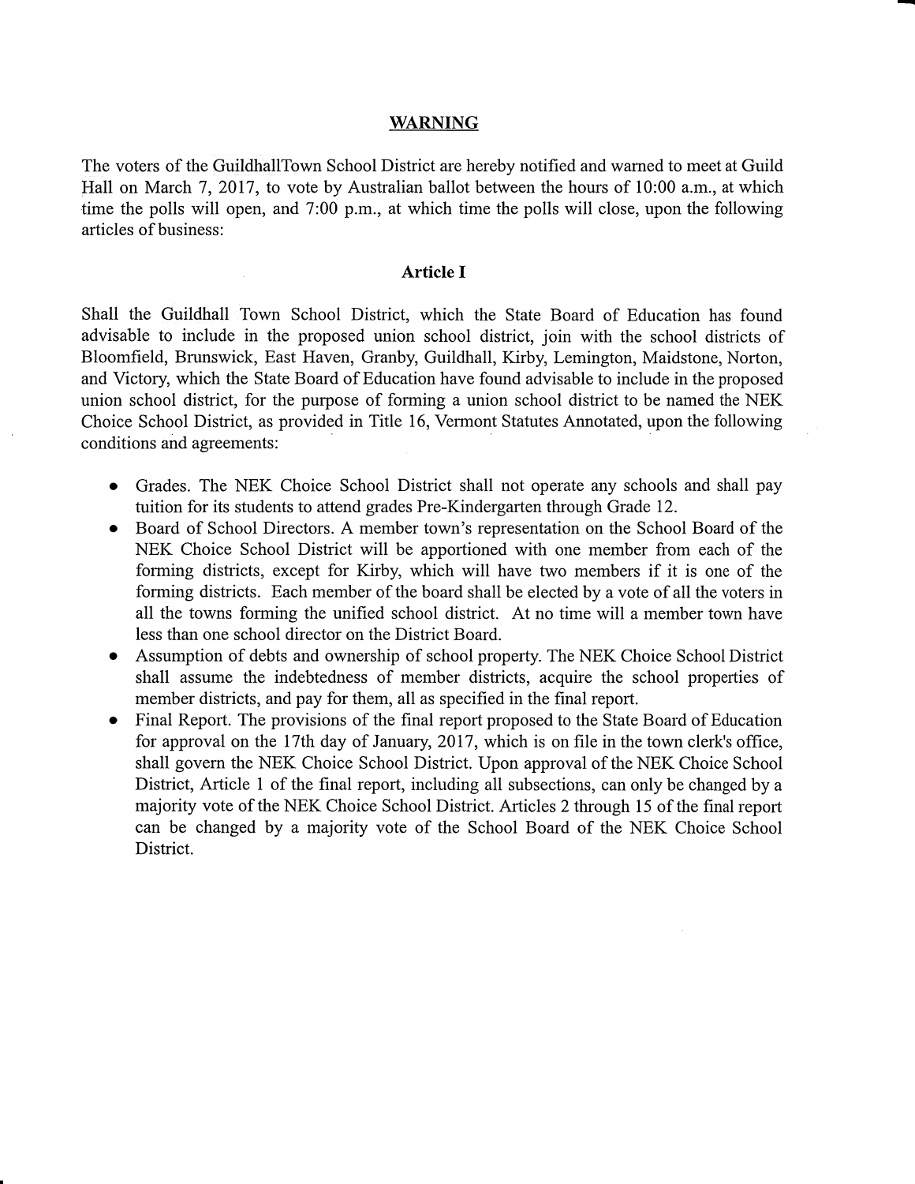## WARNING

The voters of the GuildhallTown School District are hereby notified and warned to meet at Guild Hall on March 7, 2017, to vote by Australian ballot between the hours of 10:00 a.m., at which time the polls will open, and 7:00 p.m., at which time the polls will close, upon the following articles of business:

### Article I

Shall the Guildhall Town School District, which the State Board of Education has found advisable to include in the proposed union school district, join with the school districts of Bloomfield, Brunswick, East Haven, Granby, Guildhall, Kirby, Lemington, Maidstone, Norton, and Victory, which the State Board of Education have found advisable to include in the proposed union school district, for the purpose of forming a union school district to be named the NEK Choice School District, as provided in Title 16, Vermont Statutes Annotated, upon the following conditions and agreements:

- Grades. The NEK Choice School District shall not operate any schools and shall pay tuition for its students to attend grades Pre-Kindergarten through Grade 12.
- Board of School Directors. A member town's representation on the School Board of the NEK Choice School District will be apportioned with one member from each of the forming districts, except for Kirby, which will have two members if it is one of the forming districts. Each member of the board shall be elected by a vote of all the voters in all the towns forming the unified school district. At no time will a member town have less than one school director on the District Board.
- Assumption of debts and ownership of school property. The NEK Choice School District shall assume the indebtedness of member districts, acquire the school properties of member districts, and pay for them, all as specified in the final report.
- Final Report. The provisions of the final report proposed to the State Board of Education for approval on the 17th day of January, 2017, which is on file in the town clerk's office, shall govern the NEK Choice School District. Upon approval of the NEK Choice School District, Article 1 of the final report, including all subsections, can only be changed by a majority vote of the NEK Choice School District. Articles 2 through 15 of the final report can be changed by a majority vote of the School Board of the NEK Choice School District.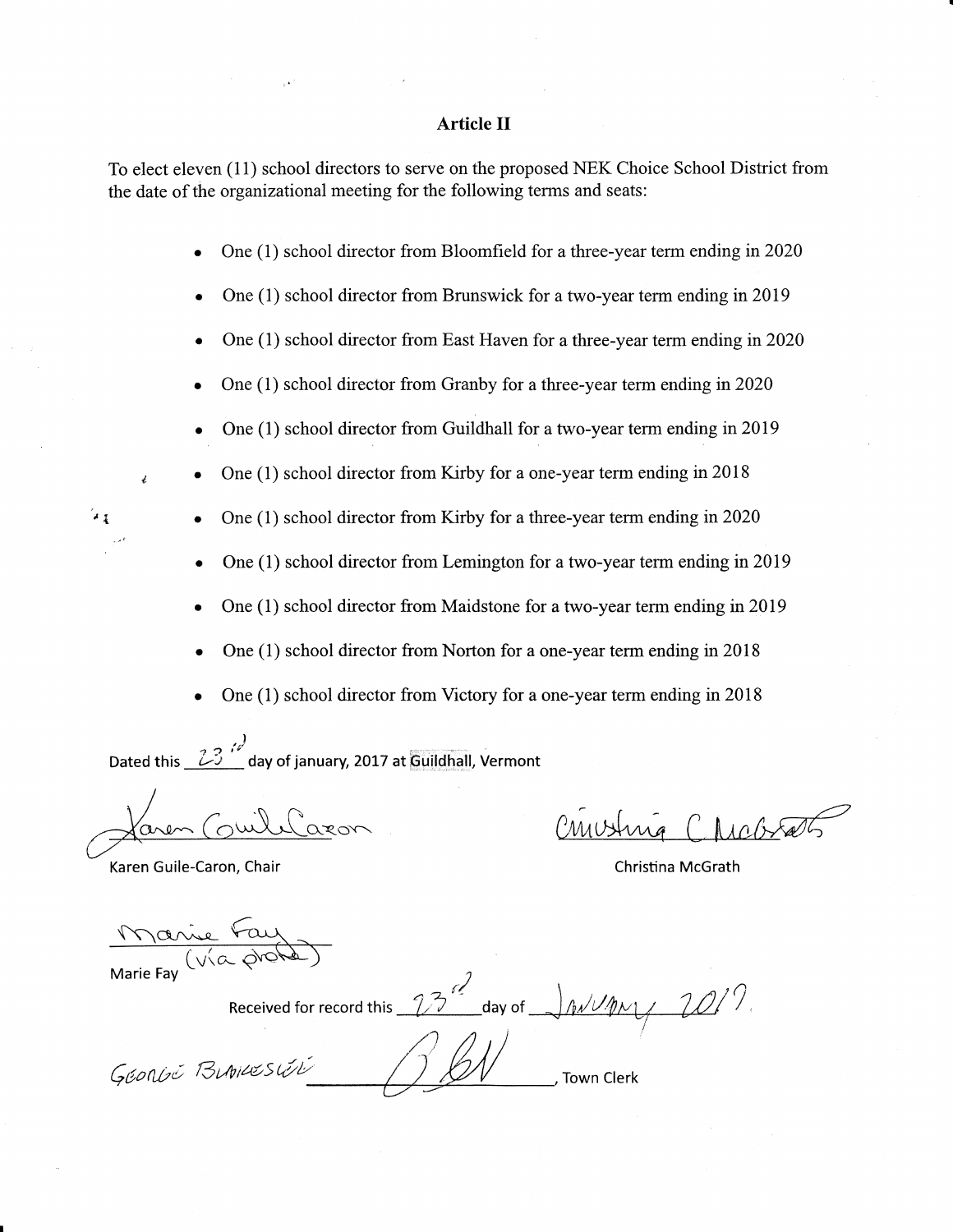## Article II

To elect eleven (11) school directors to serve on the proposed NEK Choice School District from the date of the organizational meeting for the following terms and seats:

- One (1) school director from Bloomfield for a three-year term ending in 2020
- One (1) school director from Brunswick for a two-year term ending in 2019
- One (1) school director from East Haven for a three-year term ending in 2020
- One (1) school director from Granby for a three-year term ending in 2020
- One (1) school director from Guildhall for a two-year term ending in 2019
- One (1) school director from Kirby for a one-year term ending in 2018
- One (1) school director from Kirby for a three-year term ending in 2020
- One (1) school director from Lemington for a two-year term ending in 2019
- One (1) school director from Maidstone for a two-year term ending in 2019
- One (1) school director from Norton for a one-year term ending in 2018
- One (1) school director from Victory for a one-year term ending in 2018

Dated this 23rd day of january, 2017 at Guildhall, Vermont

Karen Guile-Caron

Karen Guile-Caron, Chair

Christina C McGrath

Christina McGrath

Marie Fay (via phone)

Marie Fay

Received for record this 23rd day of January 2017.

George Blakeslee

Town Clerk